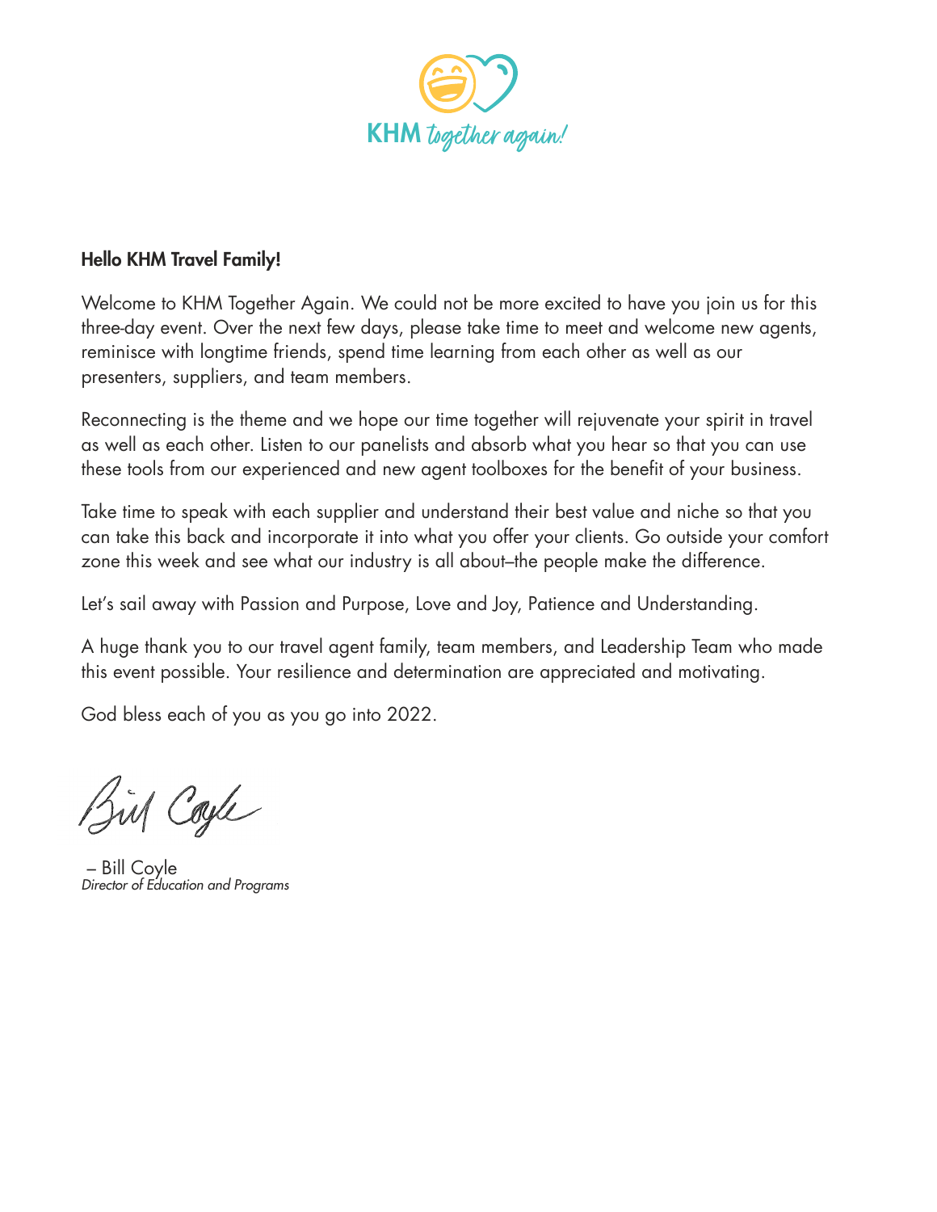KHM *together again!*

**Hello KHM Travel Family!**

Welcome to KHM Together Again. We could not be more excited to have you join us for this three-day event. Over the next few days, please take time to meet and welcome new agents, reminisce with longtime friends, spend time learning from each other as well as our presenters, suppliers, and team members.

Reconnecting is the theme and we hope our time together will rejuvenate your spirit in travel as well as each other. Listen to our panelists and absorb what you hear so that you can use these tools from our experienced and new agent toolboxes for the benefit of your business.

Take time to speak with each supplier and understand their best value and niche so that you can take this back and incorporate it into what you offer your clients. Go outside your comfort zone this week and see what our industry is all about–the people make the difference.

Let's sail away with Passion and Purpose, Love and Joy, Patience and Understanding.

A huge thank you to our travel agent family, team members, and Leadership Team who made this event possible. Your resilience and determination are appreciated and motivating.

God bless each of you as you go into 2022.

– Bill Coyle
*Director of Education and Programs*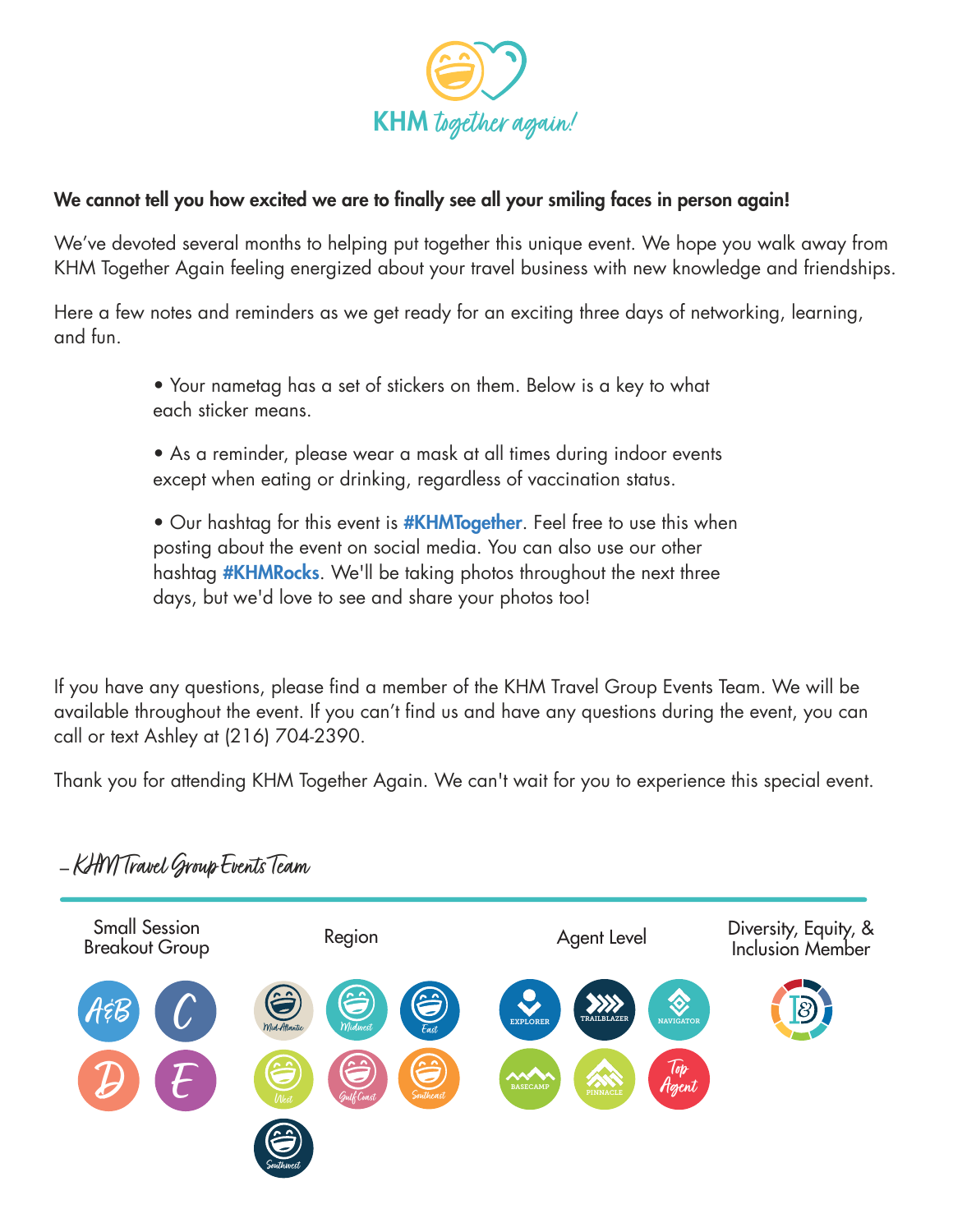KHM *together again!*

**We cannot tell you how excited we are to finally see all your smiling faces in person again!**

We've devoted several months to helping put together this unique event. We hope you walk away from KHM Together Again feeling energized about your travel business with new knowledge and friendships.

Here a few notes and reminders as we get ready for an exciting three days of networking, learning, and fun.

- Your nametag has a set of stickers on them. Below is a key to what each sticker means.
- As a reminder, please wear a mask at all times during indoor events except when eating or drinking, regardless of vaccination status.
- Our hashtag for this event is **#KHMTogether**. Feel free to use this when posting about the event on social media. You can also use our other hashtag **#KHMRocks**. We'll be taking photos throughout the next three days, but we'd love to see and share your photos too!

If you have any questions, please find a member of the KHM Travel Group Events Team. We will be available throughout the event. If you can't find us and have any questions during the event, you can call or text Ashley at (216) 704-2390.

Thank you for attending KHM Together Again. We can't wait for you to experience this special event.

*– KHM Travel Group Events Team*

| Small Session Breakout Group | Region | Agent Level | Diversity, Equity, & Inclusion Member |
|---|---|---|---|
| A&B | Mid-Atlantic | Explorer | I&D |
| C | Midwest | Trailblazer | |
| D | East | Navigator | |
| E | West | Basecamp | |
| | Gulf Coast | Pinnacle | |
| | Southeast | Top Agent | |
| | Southwest | | |